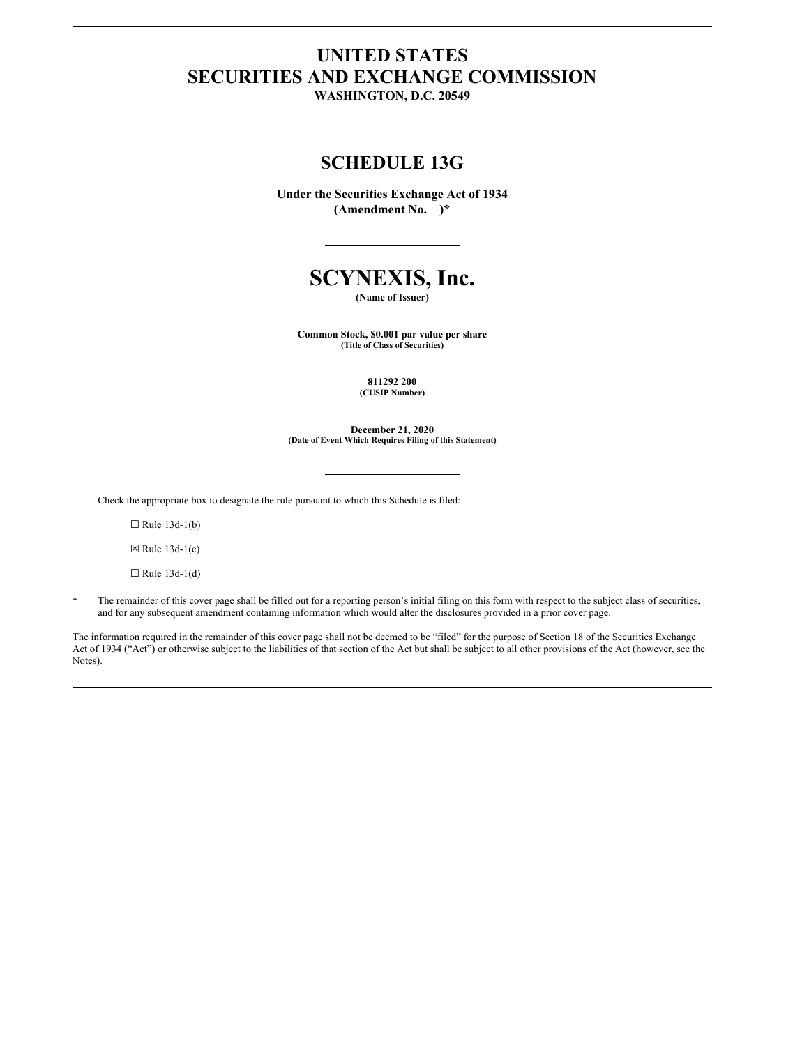# UNITED STATES
# SECURITIES AND EXCHANGE COMMISSION
**WASHINGTON, D.C. 20549**

## SCHEDULE 13G

**Under the Securities Exchange Act of 1934**
**(Amendment No. )***

# SCYNEXIS, Inc.
**(Name of Issuer)**

**Common Stock, $0.001 par value per share**
**(Title of Class of Securities)**

**811292 200**
**(CUSIP Number)**

**December 21, 2020**
**(Date of Event Which Requires Filing of this Statement)**

Check the appropriate box to designate the rule pursuant to which this Schedule is filed:

☐ Rule 13d-1(b)

☒ Rule 13d-1(c)

☐ Rule 13d-1(d)

* The remainder of this cover page shall be filled out for a reporting person's initial filing on this form with respect to the subject class of securities, and for any subsequent amendment containing information which would alter the disclosures provided in a prior cover page.

The information required in the remainder of this cover page shall not be deemed to be "filed" for the purpose of Section 18 of the Securities Exchange Act of 1934 ("Act") or otherwise subject to the liabilities of that section of the Act but shall be subject to all other provisions of the Act (however, see the Notes).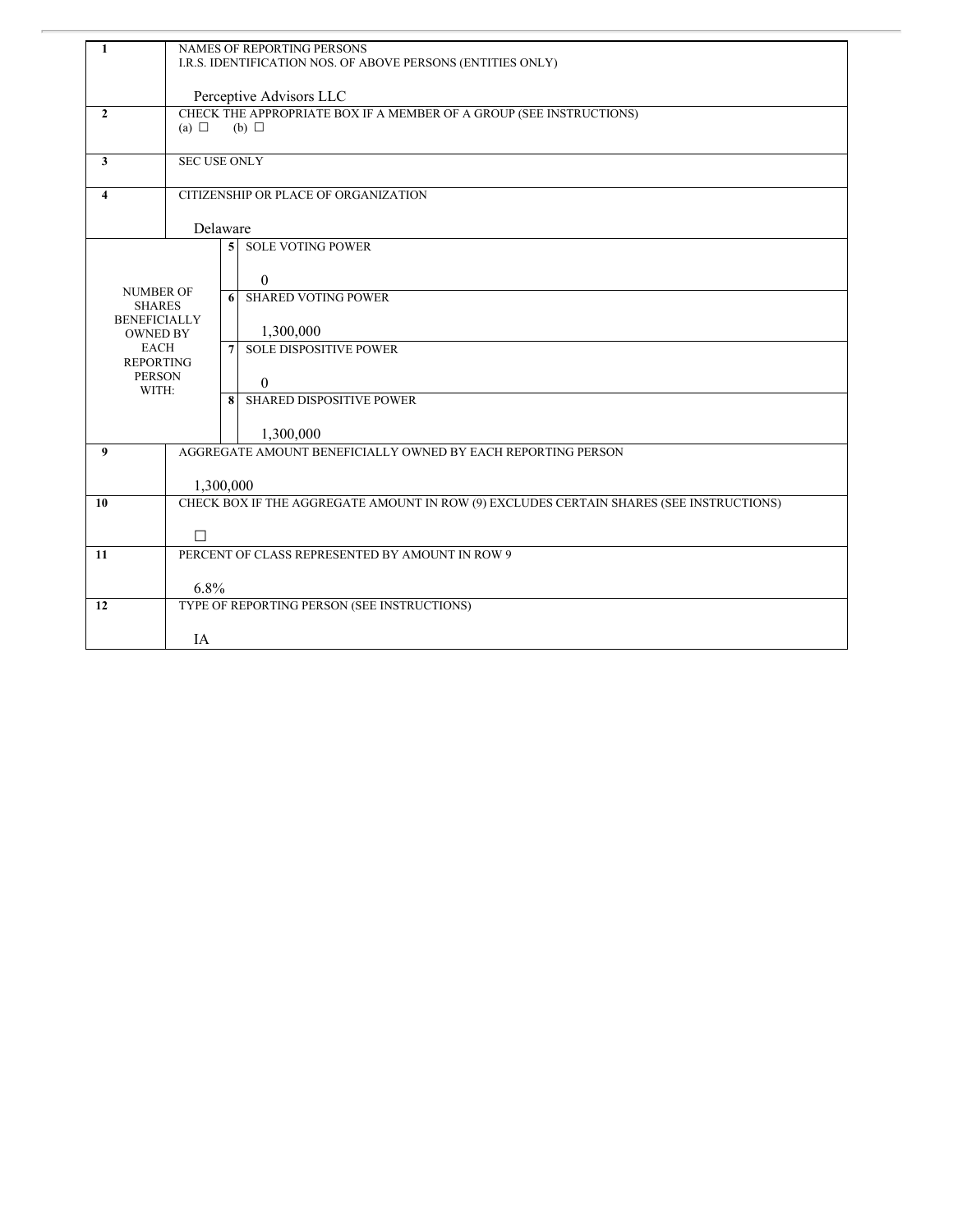| | | | |
|---|---|---|---|
| 1 | NAMES OF REPORTING PERSONS<br>I.R.S. IDENTIFICATION NOS. OF ABOVE PERSONS (ENTITIES ONLY)<br><br>Perceptive Advisors LLC | | |
| 2 | CHECK THE APPROPRIATE BOX IF A MEMBER OF A GROUP (SEE INSTRUCTIONS)<br>(a) ☐ (b) ☐ | | |
| 3 | SEC USE ONLY | | |
| 4 | CITIZENSHIP OR PLACE OF ORGANIZATION<br><br>Delaware | | |
| NUMBER OF SHARES BENEFICIALLY OWNED BY EACH REPORTING PERSON WITH: | | 5 | SOLE VOTING POWER<br><br>0 |
| | | 6 | SHARED VOTING POWER<br><br>1,300,000 |
| | | 7 | SOLE DISPOSITIVE POWER<br><br>0 |
| | | 8 | SHARED DISPOSITIVE POWER<br><br>1,300,000 |
| 9 | AGGREGATE AMOUNT BENEFICIALLY OWNED BY EACH REPORTING PERSON<br><br>1,300,000 | | |
| 10 | CHECK BOX IF THE AGGREGATE AMOUNT IN ROW (9) EXCLUDES CERTAIN SHARES (SEE INSTRUCTIONS)<br><br>☐ | | |
| 11 | PERCENT OF CLASS REPRESENTED BY AMOUNT IN ROW 9<br><br>6.8% | | |
| 12 | TYPE OF REPORTING PERSON (SEE INSTRUCTIONS)<br><br>IA | | |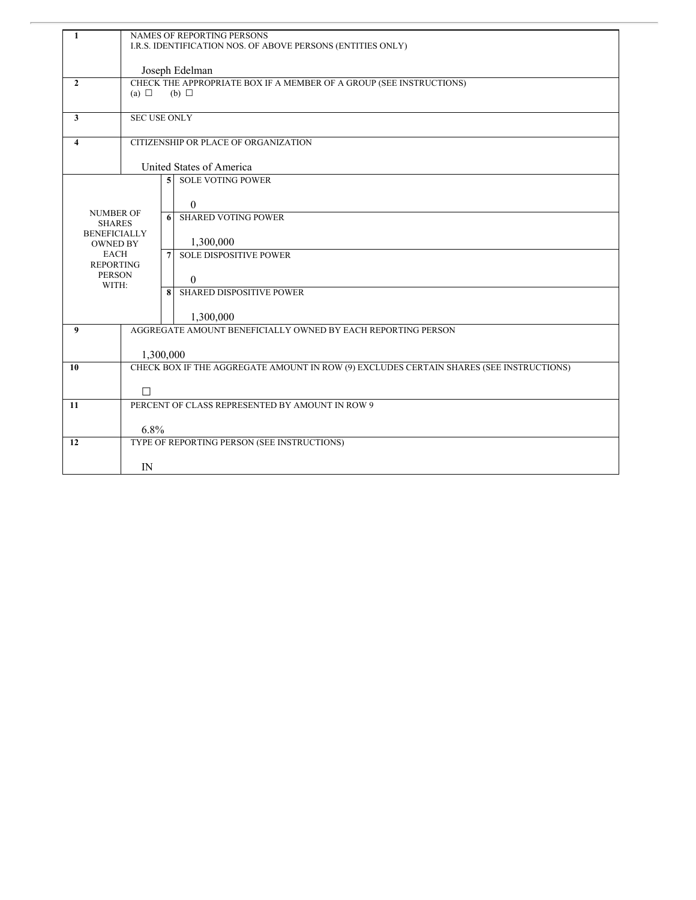| 1 | NAMES OF REPORTING PERSONS<br>I.R.S. IDENTIFICATION NOS. OF ABOVE PERSONS (ENTITIES ONLY)<br><br>Joseph Edelman | | |
|---|---|---|---|
| 2 | CHECK THE APPROPRIATE BOX IF A MEMBER OF A GROUP (SEE INSTRUCTIONS)<br>(a) ☐ (b) ☐ | | |
| 3 | SEC USE ONLY | | |
| 4 | CITIZENSHIP OR PLACE OF ORGANIZATION<br><br>United States of America | | |
| NUMBER OF SHARES BENEFICIALLY OWNED BY EACH REPORTING PERSON WITH: | | 5 | SOLE VOTING POWER<br><br>0 |
| | | 6 | SHARED VOTING POWER<br><br>1,300,000 |
| | | 7 | SOLE DISPOSITIVE POWER<br><br>0 |
| | | 8 | SHARED DISPOSITIVE POWER<br><br>1,300,000 |
| 9 | AGGREGATE AMOUNT BENEFICIALLY OWNED BY EACH REPORTING PERSON<br><br>1,300,000 | | |
| 10 | CHECK BOX IF THE AGGREGATE AMOUNT IN ROW (9) EXCLUDES CERTAIN SHARES (SEE INSTRUCTIONS)<br><br>☐ | | |
| 11 | PERCENT OF CLASS REPRESENTED BY AMOUNT IN ROW 9<br><br>6.8% | | |
| 12 | TYPE OF REPORTING PERSON (SEE INSTRUCTIONS)<br><br>IN | | |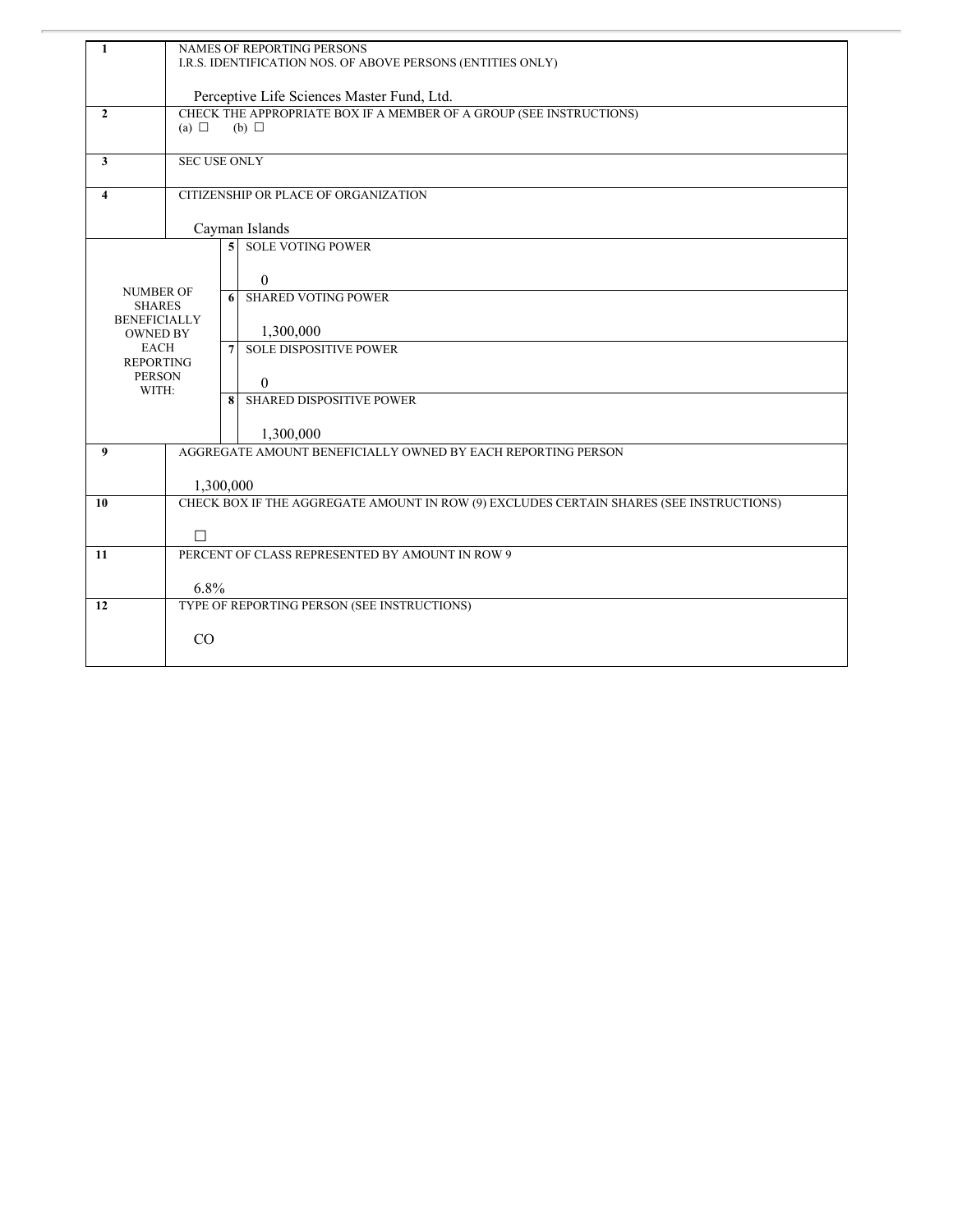| | | | |
|---|---|---|---|
| 1 | NAMES OF REPORTING PERSONS<br>I.R.S. IDENTIFICATION NOS. OF ABOVE PERSONS (ENTITIES ONLY)<br><br>Perceptive Life Sciences Master Fund, Ltd. | | |
| 2 | CHECK THE APPROPRIATE BOX IF A MEMBER OF A GROUP (SEE INSTRUCTIONS)<br>(a) ☐ (b) ☐ | | |
| 3 | SEC USE ONLY | | |
| 4 | CITIZENSHIP OR PLACE OF ORGANIZATION<br><br>Cayman Islands | | |
| NUMBER OF SHARES BENEFICIALLY OWNED BY EACH REPORTING PERSON WITH: | | 5 | SOLE VOTING POWER<br><br>0 |
| | | 6 | SHARED VOTING POWER<br><br>1,300,000 |
| | | 7 | SOLE DISPOSITIVE POWER<br><br>0 |
| | | 8 | SHARED DISPOSITIVE POWER<br><br>1,300,000 |
| 9 | AGGREGATE AMOUNT BENEFICIALLY OWNED BY EACH REPORTING PERSON<br><br>1,300,000 | | |
| 10 | CHECK BOX IF THE AGGREGATE AMOUNT IN ROW (9) EXCLUDES CERTAIN SHARES (SEE INSTRUCTIONS)<br><br>☐ | | |
| 11 | PERCENT OF CLASS REPRESENTED BY AMOUNT IN ROW 9<br><br>6.8% | | |
| 12 | TYPE OF REPORTING PERSON (SEE INSTRUCTIONS)<br><br>CO | | |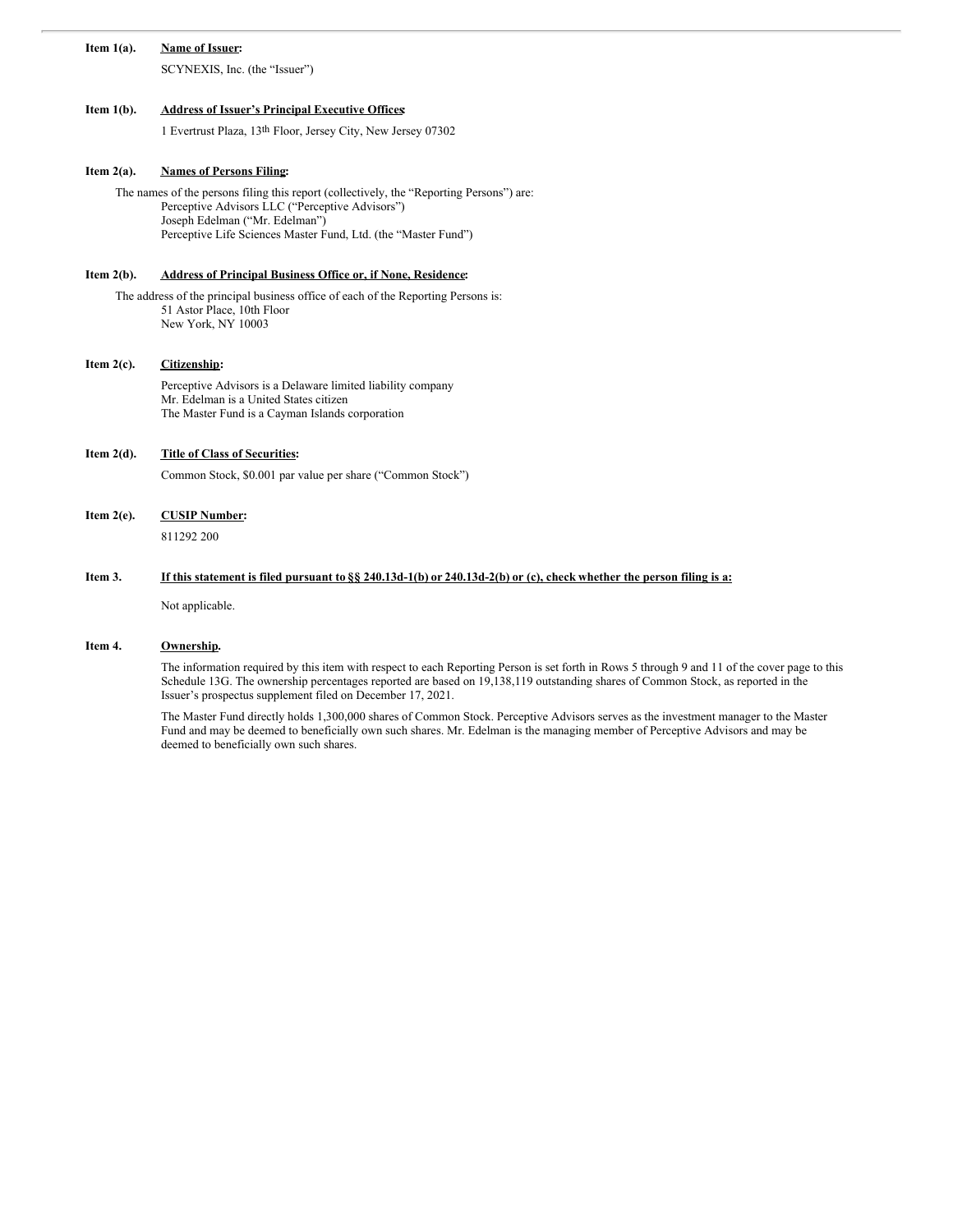**Item 1(a). Name of Issuer:**

SCYNEXIS, Inc. (the "Issuer")

**Item 1(b). Address of Issuer's Principal Executive Offices:**

1 Evertrust Plaza, 13th Floor, Jersey City, New Jersey 07302

**Item 2(a). Names of Persons Filing:**

The names of the persons filing this report (collectively, the "Reporting Persons") are:

Perceptive Advisors LLC ("Perceptive Advisors")
Joseph Edelman ("Mr. Edelman")
Perceptive Life Sciences Master Fund, Ltd. (the "Master Fund")

**Item 2(b). Address of Principal Business Office or, if None, Residence:**

The address of the principal business office of each of the Reporting Persons is:

51 Astor Place, 10th Floor
New York, NY 10003

**Item 2(c). Citizenship:**

Perceptive Advisors is a Delaware limited liability company
Mr. Edelman is a United States citizen
The Master Fund is a Cayman Islands corporation

**Item 2(d). Title of Class of Securities:**

Common Stock, $0.001 par value per share ("Common Stock")

**Item 2(e). CUSIP Number:**

811292 200

**Item 3. If this statement is filed pursuant to §§ 240.13d-1(b) or 240.13d-2(b) or (c), check whether the person filing is a:**

Not applicable.

**Item 4. Ownership.**

The information required by this item with respect to each Reporting Person is set forth in Rows 5 through 9 and 11 of the cover page to this Schedule 13G. The ownership percentages reported are based on 19,138,119 outstanding shares of Common Stock, as reported in the Issuer's prospectus supplement filed on December 17, 2021.

The Master Fund directly holds 1,300,000 shares of Common Stock. Perceptive Advisors serves as the investment manager to the Master Fund and may be deemed to beneficially own such shares. Mr. Edelman is the managing member of Perceptive Advisors and may be deemed to beneficially own such shares.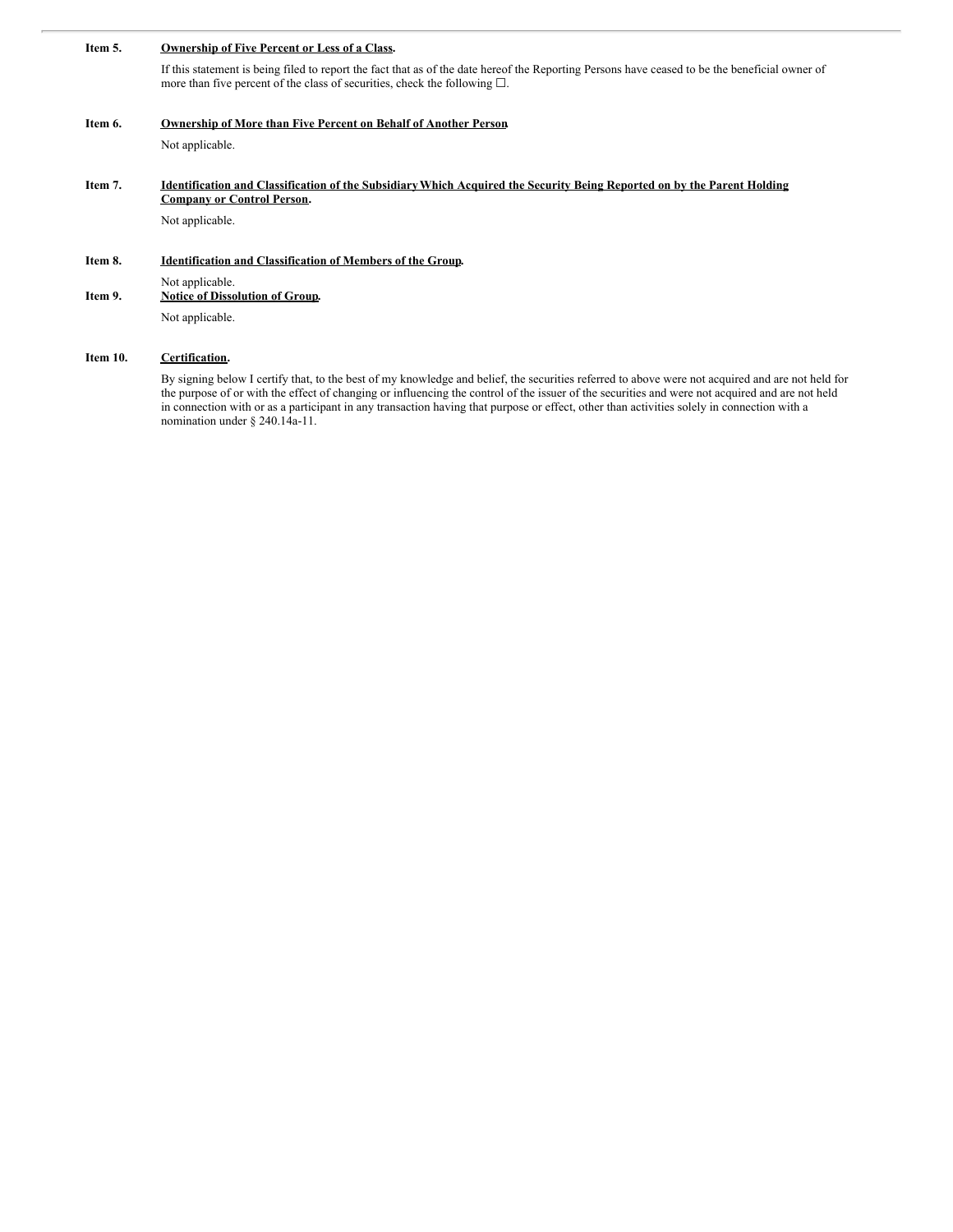**Item 5.** **Ownership of Five Percent or Less of a Class.**

If this statement is being filed to report the fact that as of the date hereof the Reporting Persons have ceased to be the beneficial owner of more than five percent of the class of securities, check the following ☐.

**Item 6.** **Ownership of More than Five Percent on Behalf of Another Person.**

Not applicable.

**Item 7.** **Identification and Classification of the Subsidiary Which Acquired the Security Being Reported on by the Parent Holding Company or Control Person.**

Not applicable.

**Item 8.** **Identification and Classification of Members of the Group.**

Not applicable.

**Item 9.** **Notice of Dissolution of Group.**

Not applicable.

**Item 10.** **Certification.**

By signing below I certify that, to the best of my knowledge and belief, the securities referred to above were not acquired and are not held for the purpose of or with the effect of changing or influencing the control of the issuer of the securities and were not acquired and are not held in connection with or as a participant in any transaction having that purpose or effect, other than activities solely in connection with a nomination under § 240.14a-11.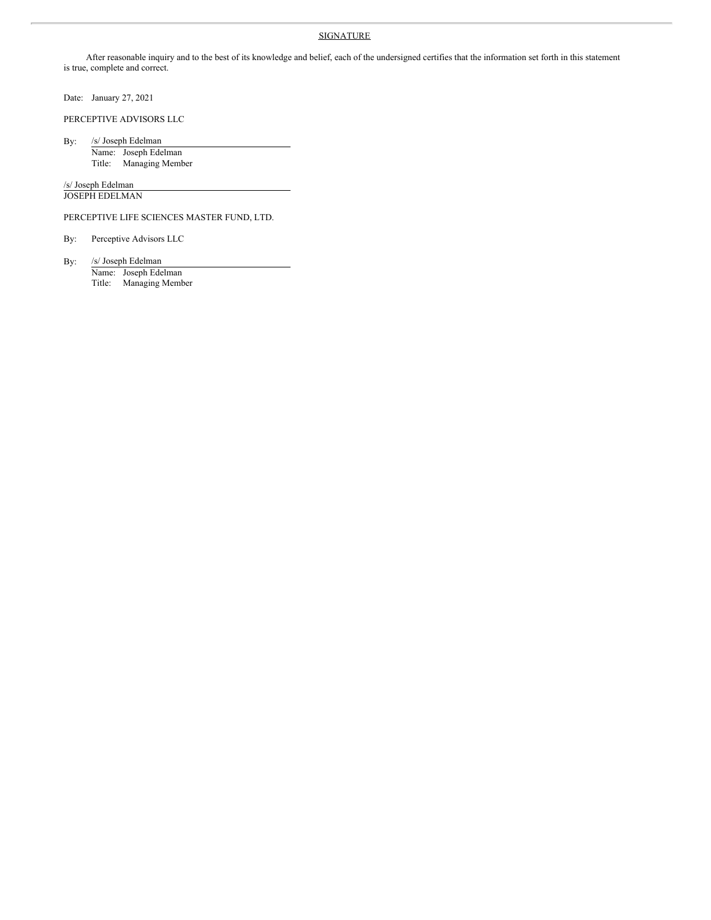## SIGNATURE

After reasonable inquiry and to the best of its knowledge and belief, each of the undersigned certifies that the information set forth in this statement is true, complete and correct.

Date: January 27, 2021

PERCEPTIVE ADVISORS LLC

By: /s/ Joseph Edelman
Name: Joseph Edelman
Title: Managing Member

/s/ Joseph Edelman
JOSEPH EDELMAN

PERCEPTIVE LIFE SCIENCES MASTER FUND, LTD.

By: Perceptive Advisors LLC

By: /s/ Joseph Edelman
Name: Joseph Edelman
Title: Managing Member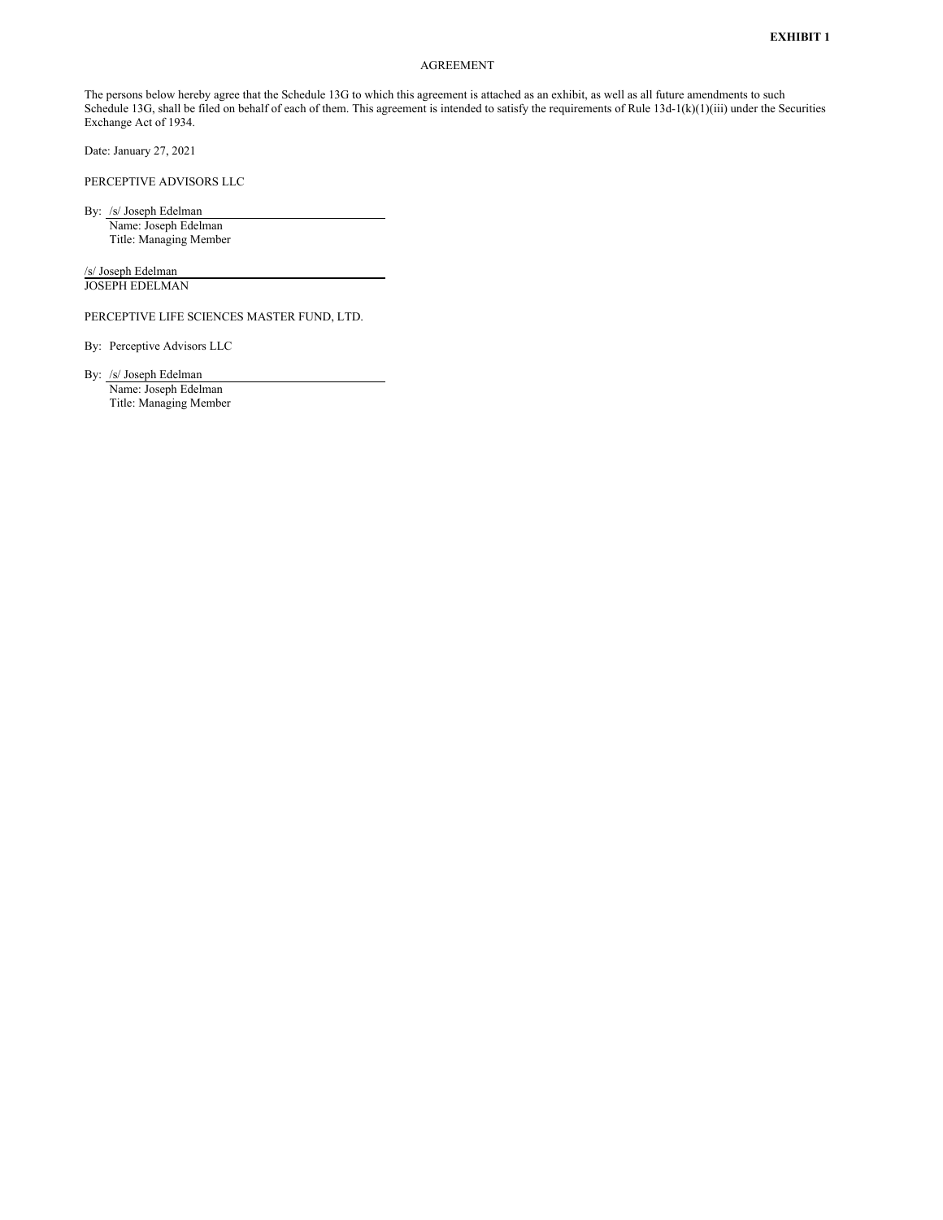**EXHIBIT 1**

AGREEMENT

The persons below hereby agree that the Schedule 13G to which this agreement is attached as an exhibit, as well as all future amendments to such Schedule 13G, shall be filed on behalf of each of them. This agreement is intended to satisfy the requirements of Rule 13d-1(k)(1)(iii) under the Securities Exchange Act of 1934.

Date: January 27, 2021

PERCEPTIVE ADVISORS LLC

By: /s/ Joseph Edelman
Name: Joseph Edelman
Title: Managing Member

/s/ Joseph Edelman
JOSEPH EDELMAN

PERCEPTIVE LIFE SCIENCES MASTER FUND, LTD.

By: Perceptive Advisors LLC

By: /s/ Joseph Edelman
Name: Joseph Edelman
Title: Managing Member